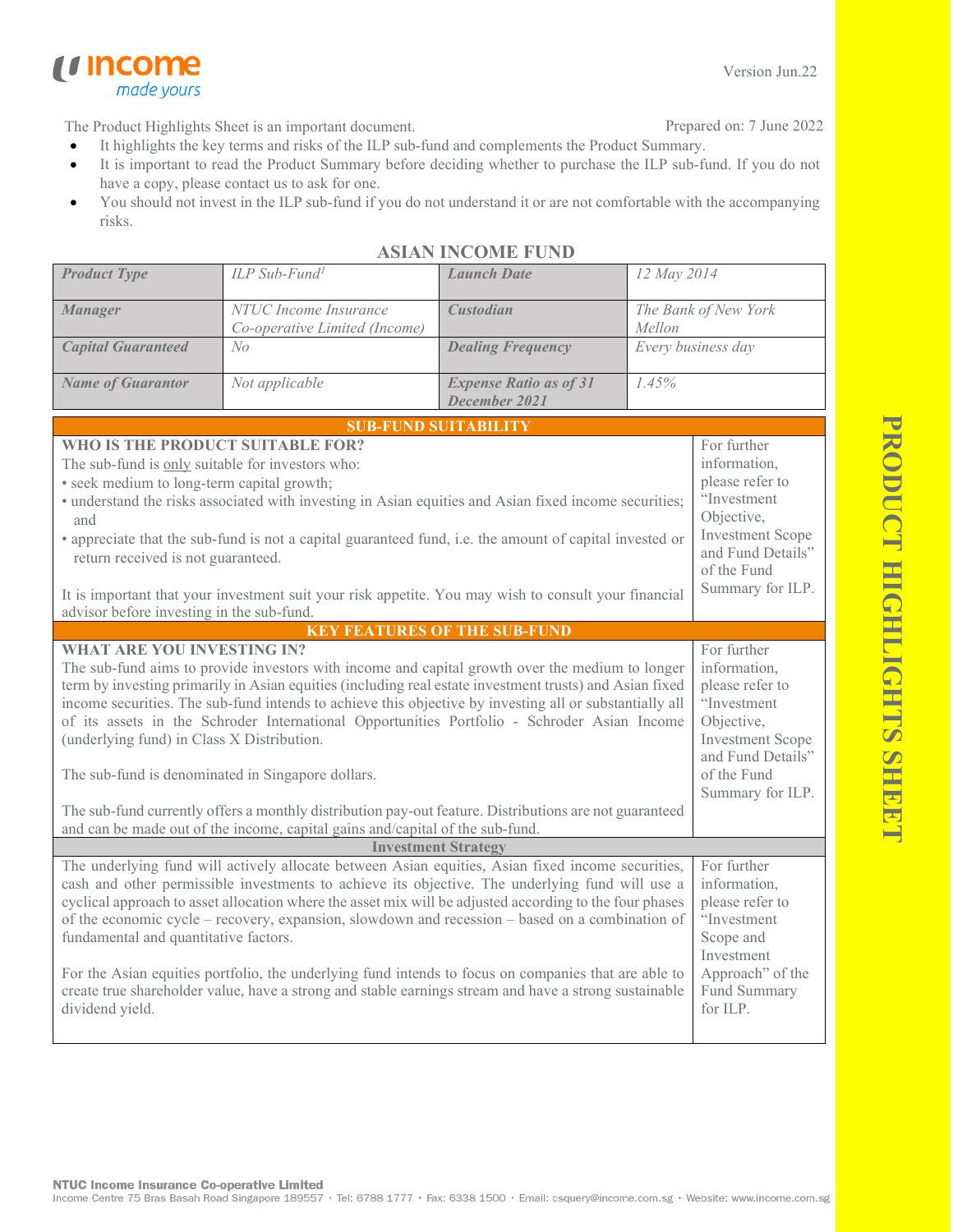Version Jun.22

The Product Highlights Sheet is an important document.

Prepared on: 7 June 2022

- It highlights the key terms and risks of the ILP sub-fund and complements the Product Summary.
- It is important to read the Product Summary before deciding whether to purchase the ILP sub-fund. If you do not have a copy, please contact us to ask for one.
- You should not invest in the ILP sub-fund if you do not understand it or are not comfortable with the accompanying risks.

# ASIAN INCOME FUND

| | | | |
|---|---|---|---|
| ***Product Type*** | *ILP Sub-Fund[1]* | ***Launch Date*** | *12 May 2014* |
| ***Manager*** | *NTUC Income Insurance Co-operative Limited (Income)* | ***Custodian*** | *The Bank of New York Mellon* |
| ***Capital Guaranteed*** | *No* | ***Dealing Frequency*** | *Every business day* |
| ***Name of Guarantor*** | *Not applicable* | ***Expense Ratio as of 31 December 2021*** | *1.45%* |

## SUB-FUND SUITABILITY

**WHO IS THE PRODUCT SUITABLE FOR?**

The sub-fund is only suitable for investors who:

- seek medium to long-term capital growth;
- understand the risks associated with investing in Asian equities and Asian fixed income securities; and
- appreciate that the sub-fund is not a capital guaranteed fund, i.e. the amount of capital invested or return received is not guaranteed.

It is important that your investment suit your risk appetite. You may wish to consult your financial advisor before investing in the sub-fund.

For further information, please refer to "Investment Objective, Investment Scope and Fund Details" of the Fund Summary for ILP.

## KEY FEATURES OF THE SUB-FUND

**WHAT ARE YOU INVESTING IN?**

The sub-fund aims to provide investors with income and capital growth over the medium to longer term by investing primarily in Asian equities (including real estate investment trusts) and Asian fixed income securities. The sub-fund intends to achieve this objective by investing all or substantially all of its assets in the Schroder International Opportunities Portfolio - Schroder Asian Income (underlying fund) in Class X Distribution.

The sub-fund is denominated in Singapore dollars.

The sub-fund currently offers a monthly distribution pay-out feature. Distributions are not guaranteed and can be made out of the income, capital gains and/capital of the sub-fund.

For further information, please refer to "Investment Objective, Investment Scope and Fund Details" of the Fund Summary for ILP.

### Investment Strategy

The underlying fund will actively allocate between Asian equities, Asian fixed income securities, cash and other permissible investments to achieve its objective. The underlying fund will use a cyclical approach to asset allocation where the asset mix will be adjusted according to the four phases of the economic cycle – recovery, expansion, slowdown and recession – based on a combination of fundamental and quantitative factors.

For the Asian equities portfolio, the underlying fund intends to focus on companies that are able to create true shareholder value, have a strong and stable earnings stream and have a strong sustainable dividend yield.

For further information, please refer to "Investment Scope and Investment Approach" of the Fund Summary for ILP.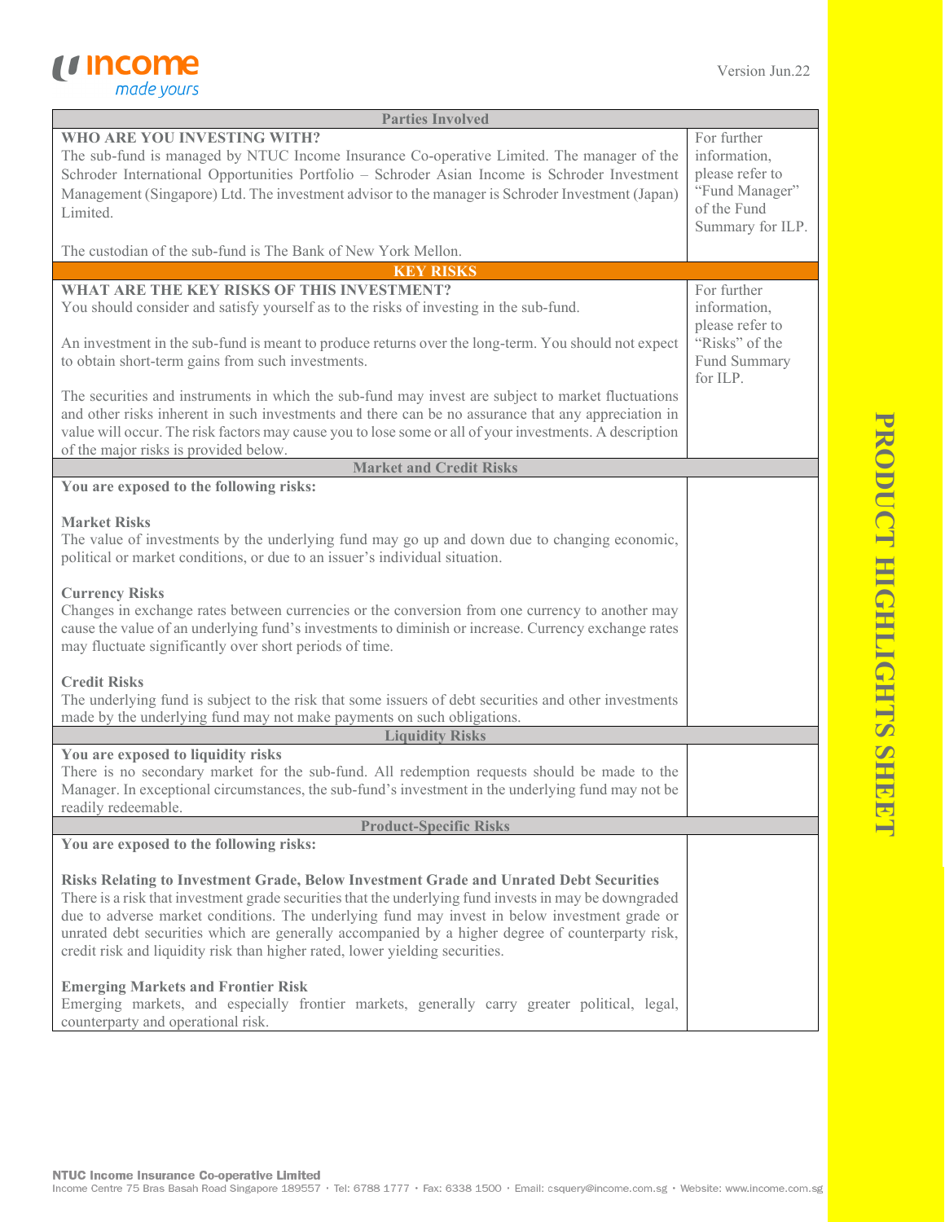## Parties Involved

| | |
|---|---|
| **WHO ARE YOU INVESTING WITH?**<br>The sub-fund is managed by NTUC Income Insurance Co-operative Limited. The manager of the Schroder International Opportunities Portfolio – Schroder Asian Income is Schroder Investment Management (Singapore) Ltd. The investment advisor to the manager is Schroder Investment (Japan) Limited.<br><br>The custodian of the sub-fund is The Bank of New York Mellon. | For further information, please refer to "Fund Manager" of the Fund Summary for ILP. |

## KEY RISKS

| | |
|---|---|
| **WHAT ARE THE KEY RISKS OF THIS INVESTMENT?**<br>You should consider and satisfy yourself as to the risks of investing in the sub-fund.<br><br>An investment in the sub-fund is meant to produce returns over the long-term. You should not expect to obtain short-term gains from such investments.<br><br>The securities and instruments in which the sub-fund may invest are subject to market fluctuations and other risks inherent in such investments and there can be no assurance that any appreciation in value will occur. The risk factors may cause you to lose some or all of your investments. A description of the major risks is provided below. | For further information, please refer to "Risks" of the Fund Summary for ILP. |

### Market and Credit Risks

**You are exposed to the following risks:**

**Market Risks**
The value of investments by the underlying fund may go up and down due to changing economic, political or market conditions, or due to an issuer's individual situation.

**Currency Risks**
Changes in exchange rates between currencies or the conversion from one currency to another may cause the value of an underlying fund's investments to diminish or increase. Currency exchange rates may fluctuate significantly over short periods of time.

**Credit Risks**
The underlying fund is subject to the risk that some issuers of debt securities and other investments made by the underlying fund may not make payments on such obligations.

### Liquidity Risks

**You are exposed to liquidity risks**
There is no secondary market for the sub-fund. All redemption requests should be made to the Manager. In exceptional circumstances, the sub-fund's investment in the underlying fund may not be readily redeemable.

### Product-Specific Risks

**You are exposed to the following risks:**

**Risks Relating to Investment Grade, Below Investment Grade and Unrated Debt Securities**
There is a risk that investment grade securities that the underlying fund invests in may be downgraded due to adverse market conditions. The underlying fund may invest in below investment grade or unrated debt securities which are generally accompanied by a higher degree of counterparty risk, credit risk and liquidity risk than higher rated, lower yielding securities.

**Emerging Markets and Frontier Risk**
Emerging markets, and especially frontier markets, generally carry greater political, legal, counterparty and operational risk.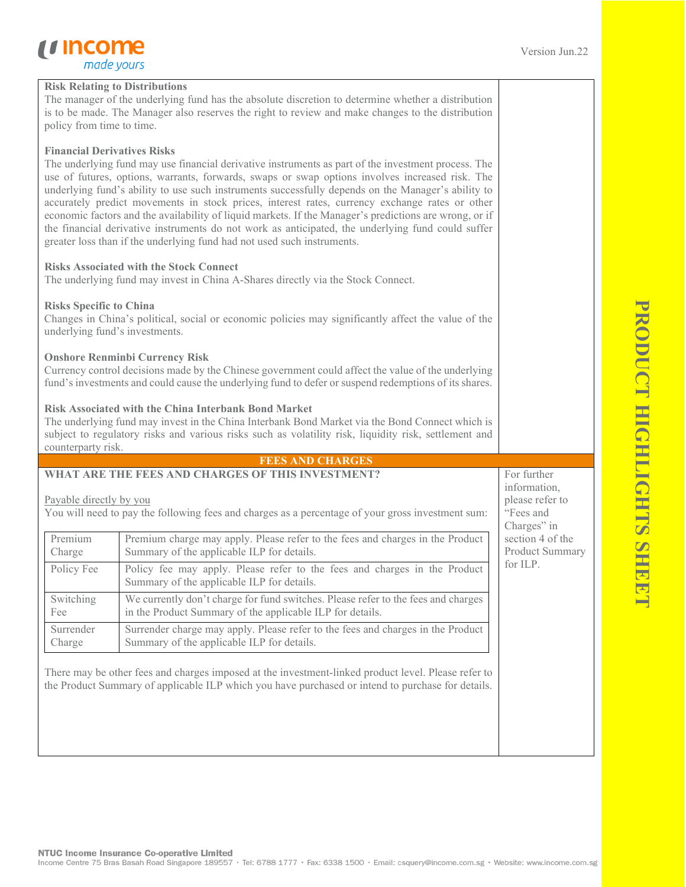**Risk Relating to Distributions**
The manager of the underlying fund has the absolute discretion to determine whether a distribution is to be made. The Manager also reserves the right to review and make changes to the distribution policy from time to time.

**Financial Derivatives Risks**
The underlying fund may use financial derivative instruments as part of the investment process. The use of futures, options, warrants, forwards, swaps or swap options involves increased risk. The underlying fund's ability to use such instruments successfully depends on the Manager's ability to accurately predict movements in stock prices, interest rates, currency exchange rates or other economic factors and the availability of liquid markets. If the Manager's predictions are wrong, or if the financial derivative instruments do not work as anticipated, the underlying fund could suffer greater loss than if the underlying fund had not used such instruments.

**Risks Associated with the Stock Connect**
The underlying fund may invest in China A-Shares directly via the Stock Connect.

**Risks Specific to China**
Changes in China's political, social or economic policies may significantly affect the value of the underlying fund's investments.

**Onshore Renminbi Currency Risk**
Currency control decisions made by the Chinese government could affect the value of the underlying fund's investments and could cause the underlying fund to defer or suspend redemptions of its shares.

**Risk Associated with the China Interbank Bond Market**
The underlying fund may invest in the China Interbank Bond Market via the Bond Connect which is subject to regulatory risks and various risks such as volatility risk, liquidity risk, settlement and counterparty risk.

## FEES AND CHARGES

**WHAT ARE THE FEES AND CHARGES OF THIS INVESTMENT?**

For further information, please refer to "Fees and Charges" in section 4 of the Product Summary for ILP.

Payable directly by you
You will need to pay the following fees and charges as a percentage of your gross investment sum:

| | |
|---|---|
| Premium Charge | Premium charge may apply. Please refer to the fees and charges in the Product Summary of the applicable ILP for details. |
| Policy Fee | Policy fee may apply. Please refer to the fees and charges in the Product Summary of the applicable ILP for details. |
| Switching Fee | We currently don't charge for fund switches. Please refer to the fees and charges in the Product Summary of the applicable ILP for details. |
| Surrender Charge | Surrender charge may apply. Please refer to the fees and charges in the Product Summary of the applicable ILP for details. |

There may be other fees and charges imposed at the investment-linked product level. Please refer to the Product Summary of applicable ILP which you have purchased or intend to purchase for details.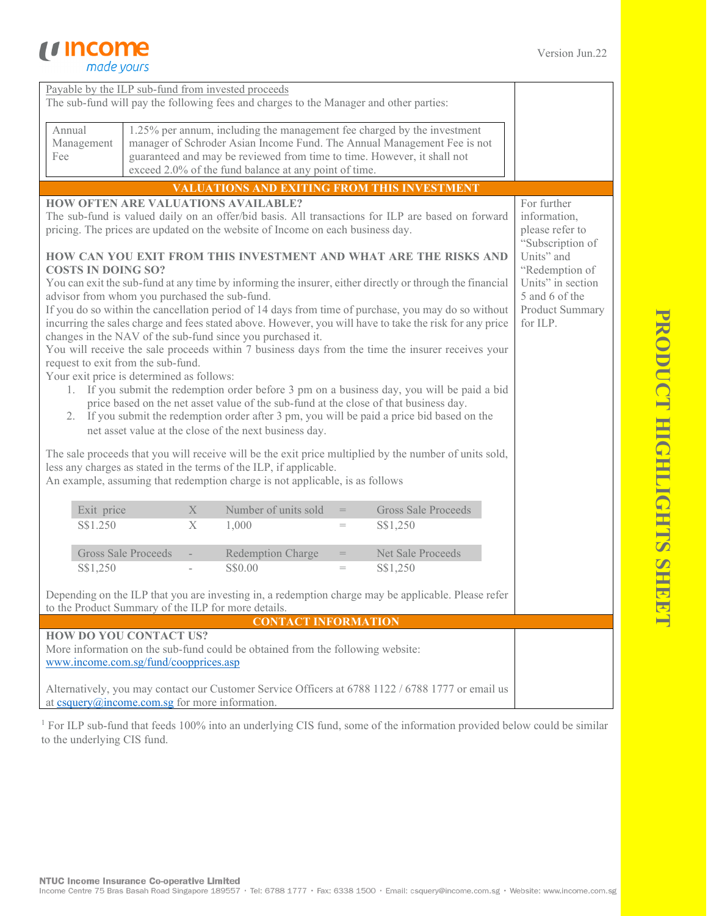Payable by the ILP sub-fund from invested proceeds

The sub-fund will pay the following fees and charges to the Manager and other parties:

| | |
|---|---|
| Annual Management Fee | 1.25% per annum, including the management fee charged by the investment manager of Schroder Asian Income Fund. The Annual Management Fee is not guaranteed and may be reviewed from time to time. However, it shall not exceed 2.0% of the fund balance at any point of time. |

## VALUATIONS AND EXITING FROM THIS INVESTMENT

**HOW OFTEN ARE VALUATIONS AVAILABLE?**

The sub-fund is valued daily on an offer/bid basis. All transactions for ILP are based on forward pricing. The prices are updated on the website of Income on each business day.

**HOW CAN YOU EXIT FROM THIS INVESTMENT AND WHAT ARE THE RISKS AND COSTS IN DOING SO?**

You can exit the sub-fund at any time by informing the insurer, either directly or through the financial advisor from whom you purchased the sub-fund.

If you do so within the cancellation period of 14 days from time of purchase, you may do so without incurring the sales charge and fees stated above. However, you will have to take the risk for any price changes in the NAV of the sub-fund since you purchased it.

You will receive the sale proceeds within 7 business days from the time the insurer receives your request to exit from the sub-fund.

Your exit price is determined as follows:

1. If you submit the redemption order before 3 pm on a business day, you will be paid a bid price based on the net asset value of the sub-fund at the close of that business day.
2. If you submit the redemption order after 3 pm, you will be paid a price bid based on the net asset value at the close of the next business day.

The sale proceeds that you will receive will be the exit price multiplied by the number of units sold, less any charges as stated in the terms of the ILP, if applicable.

An example, assuming that redemption charge is not applicable, is as follows

| Exit price | X | Number of units sold | = | Gross Sale Proceeds |
|---|---|---|---|---|
| S$1.250 | X | 1,000 | = | S$1,250 |

| Gross Sale Proceeds | - | Redemption Charge | = | Net Sale Proceeds |
|---|---|---|---|---|
| S$1,250 | - | S$0.00 | = | S$1,250 |

Depending on the ILP that you are investing in, a redemption charge may be applicable. Please refer to the Product Summary of the ILP for more details.

For further information, please refer to "Subscription of Units" and "Redemption of Units" in section 5 and 6 of the Product Summary for ILP.

## CONTACT INFORMATION

**HOW DO YOU CONTACT US?**

More information on the sub-fund could be obtained from the following website:
www.income.com.sg/fund/coopprices.asp

Alternatively, you may contact our Customer Service Officers at 6788 1122 / 6788 1777 or email us at csquery@income.com.sg for more information.

[1] For ILP sub-fund that feeds 100% into an underlying CIS fund, some of the information provided below could be similar to the underlying CIS fund.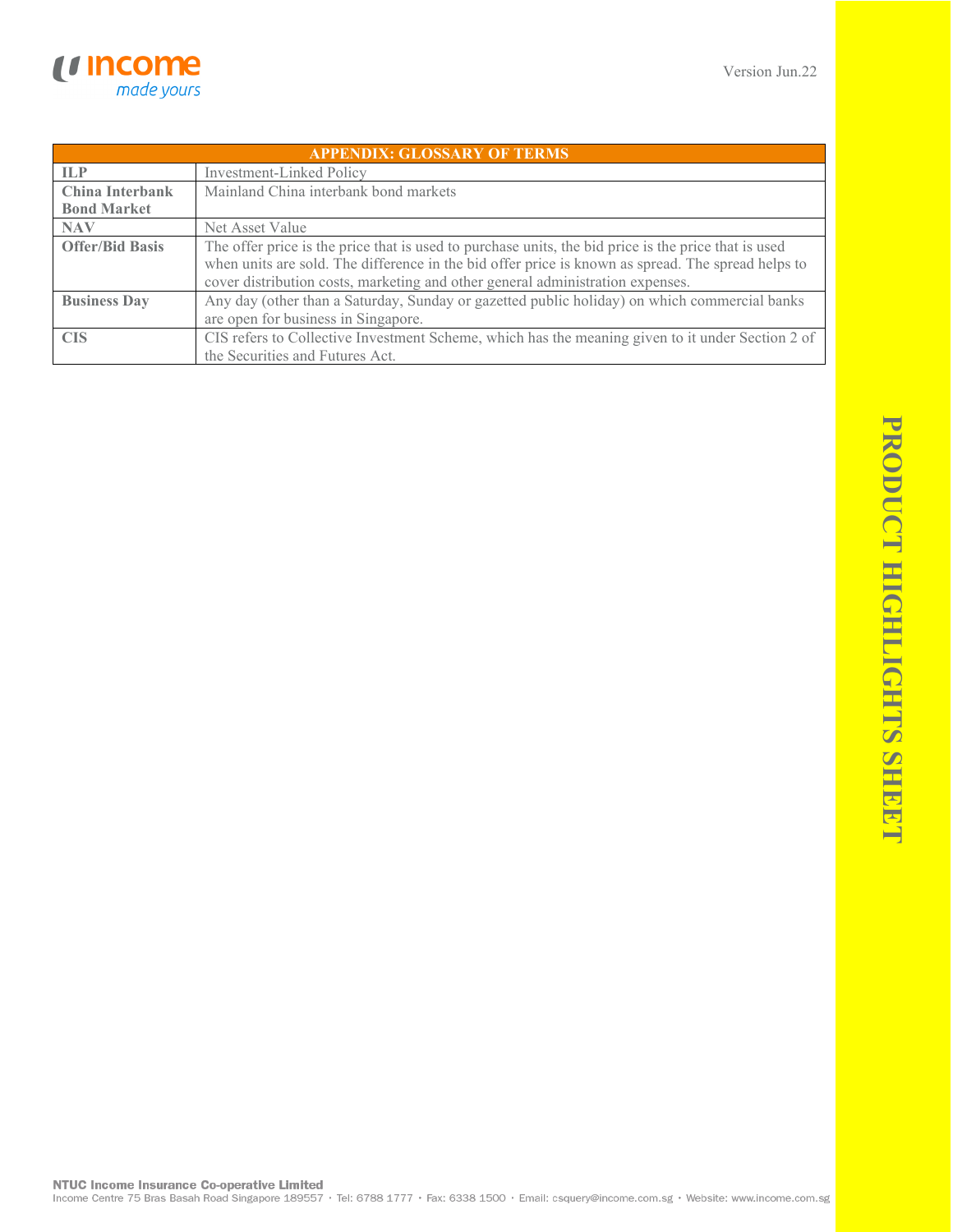| APPENDIX: GLOSSARY OF TERMS | |
|---|---|
| **ILP** | Investment-Linked Policy |
| **China Interbank Bond Market** | Mainland China interbank bond markets |
| **NAV** | Net Asset Value |
| **Offer/Bid Basis** | The offer price is the price that is used to purchase units, the bid price is the price that is used when units are sold. The difference in the bid offer price is known as spread. The spread helps to cover distribution costs, marketing and other general administration expenses. |
| **Business Day** | Any day (other than a Saturday, Sunday or gazetted public holiday) on which commercial banks are open for business in Singapore. |
| **CIS** | CIS refers to Collective Investment Scheme, which has the meaning given to it under Section 2 of the Securities and Futures Act. |